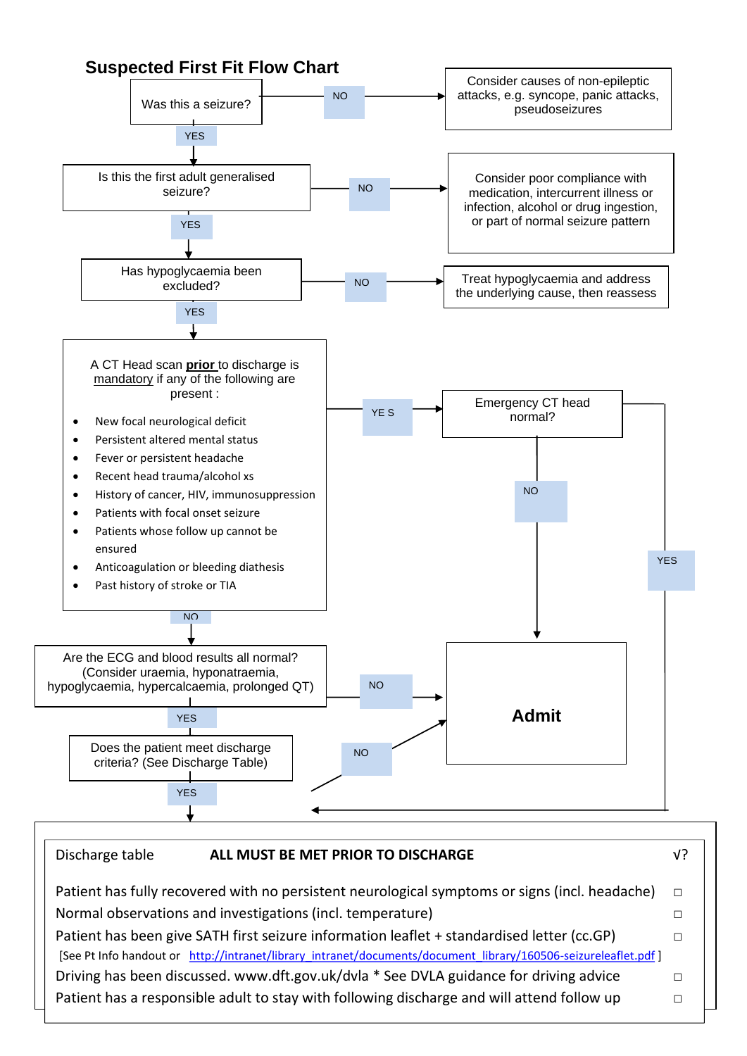# Suspected First Fit Flow Chart

**Was this a seizure?**
- NO → Consider causes of non-epileptic attacks, e.g. syncope, panic attacks, pseudoseizures
- YES ↓

**Is this the first adult generalised seizure?**
- NO → Consider poor compliance with medication, intercurrent illness or infection, alcohol or drug ingestion, or part of normal seizure pattern
- YES ↓

**Has hypoglycaemia been excluded?**
- NO → Treat hypoglycaemia and address the underlying cause, then reassess
- YES ↓

**A CT Head scan <u>prior</u> to discharge is <u>mandatory</u> if any of the following are present :**

- New focal neurological deficit
- Persistent altered mental status
- Fever or persistent headache
- Recent head trauma/alcohol xs
- History of cancer, HIV, immunosuppression
- Patients with focal onset seizure
- Patients whose follow up cannot be ensured
- Anticoagulation or bleeding diathesis
- Past history of stroke or TIA

- YE S → **Emergency CT head normal?**
  - NO → Admit
  - YES → Discharge table
- NO ↓

**Are the ECG and blood results all normal? (Consider uraemia, hyponatraemia, hypoglycaemia, hypercalcaemia, prolonged QT)**
- NO → Admit
- YES ↓

**Does the patient meet discharge criteria? (See Discharge Table)**
- NO → Admit
- YES ↓

**Admit**

| Discharge table | ALL MUST BE MET PRIOR TO DISCHARGE | √? |
|---|---|---|
| Patient has fully recovered with no persistent neurological symptoms or signs (incl. headache) | | □ |
| Normal observations and investigations (incl. temperature) | | □ |
| Patient has been give SATH first seizure information leaflet + standardised letter (cc.GP) [See Pt Info handout or http://intranet/library_intranet/documents/document_library/160506-seizureleaflet.pdf ] | | □ |
| Driving has been discussed. www.dft.gov.uk/dvla * See DVLA guidance for driving advice | | □ |
| Patient has a responsible adult to stay with following discharge and will attend follow up | | □ |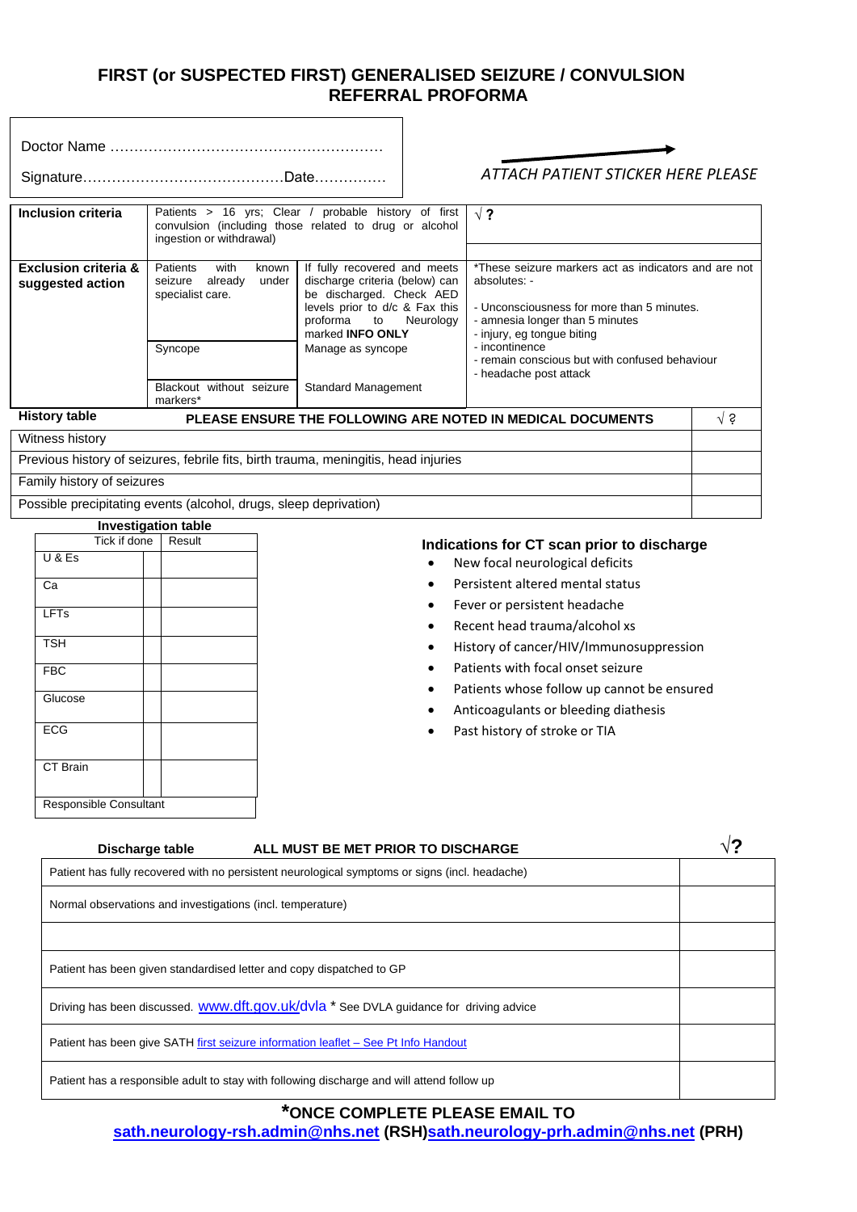# FIRST (or SUSPECTED FIRST) GENERALISED SEIZURE / CONVULSION REFERRAL PROFORMA

Doctor Name ……………………………………………………

Signature……………………………………Date……………

*ATTACH PATIENT STICKER HERE PLEASE*

| | | | |
|---|---|---|---|
| **Inclusion criteria** | Patients > 16 yrs; Clear / probable history of first convulsion (including those related to drug or alcohol ingestion or withdrawal) | | √ ? |
| **Exclusion criteria & suggested action** | Patients with known seizure already under specialist care. | If fully recovered and meets discharge criteria (below) can be discharged. Check AED levels prior to d/c & Fax this proforma to Neurology marked **INFO ONLY** | *These seizure markers act as indicators and are not absolutes: -<br><br>- Unconsciousness for more than 5 minutes.<br>- amnesia longer than 5 minutes<br>- injury, eg tongue biting<br>- incontinence<br>- remain conscious but with confused behaviour<br>- headache post attack |
| | Syncope | Manage as syncope | |
| | Blackout without seizure markers* | Standard Management | |

| **History table** PLEASE ENSURE THE FOLLOWING ARE NOTED IN MEDICAL DOCUMENTS | √ ? |
|---|---|
| Witness history | |
| Previous history of seizures, febrile fits, birth trauma, meningitis, head injuries | |
| Family history of seizures | |
| Possible precipitating events (alcohol, drugs, sleep deprivation) | |

**Investigation table**

| | Tick if done | Result |
|---|---|---|
| U & Es | | |
| Ca | | |
| LFTs | | |
| TSH | | |
| FBC | | |
| Glucose | | |
| ECG | | |
| CT Brain | | |
| Responsible Consultant | | |

**Indications for CT scan prior to discharge**

- New focal neurological deficits
- Persistent altered mental status
- Fever or persistent headache
- Recent head trauma/alcohol xs
- History of cancer/HIV/Immunosuppression
- Patients with focal onset seizure
- Patients whose follow up cannot be ensured
- Anticoagulants or bleeding diathesis
- Past history of stroke or TIA

| **Discharge table** ALL MUST BE MET PRIOR TO DISCHARGE | √? |
|---|---|
| Patient has fully recovered with no persistent neurological symptoms or signs (incl. headache) | |
| Normal observations and investigations (incl. temperature) | |
| | |
| Patient has been given standardised letter and copy dispatched to GP | |
| Driving has been discussed. www.dft.gov.uk/dvla * See DVLA guidance for driving advice | |
| Patient has been give SATH first seizure information leaflet – See Pt Info Handout | |
| Patient has a responsible adult to stay with following discharge and will attend follow up | |

**\*ONCE COMPLETE PLEASE EMAIL TO**

**sath.neurology-rsh.admin@nhs.net (RSH) sath.neurology-prh.admin@nhs.net (PRH)**